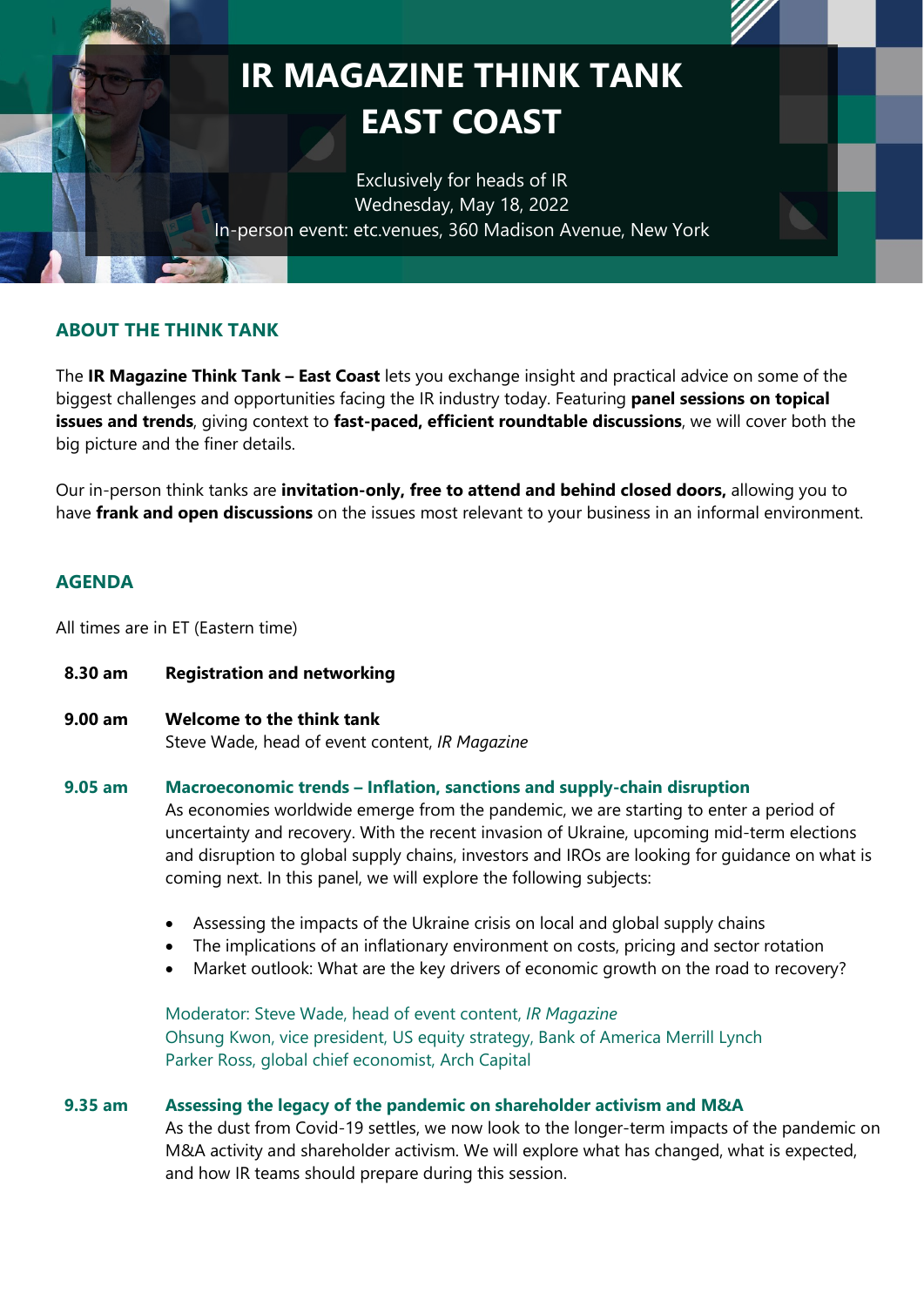# IR MAGAZINE THINK TANK EAST COAST

Exclusively for heads of IR
Wednesday, May 18, 2022
In-person event: etc.venues, 360 Madison Avenue, New York

## ABOUT THE THINK TANK

The **IR Magazine Think Tank – East Coast** lets you exchange insight and practical advice on some of the biggest challenges and opportunities facing the IR industry today. Featuring **panel sessions on topical issues and trends**, giving context to **fast-paced, efficient roundtable discussions**, we will cover both the big picture and the finer details.

Our in-person think tanks are **invitation-only, free to attend and behind closed doors,** allowing you to have **frank and open discussions** on the issues most relevant to your business in an informal environment.

## AGENDA

All times are in ET (Eastern time)

**8.30 am** **Registration and networking**

**9.00 am** **Welcome to the think tank**
Steve Wade, head of event content, *IR Magazine*

**9.05 am** **Macroeconomic trends – Inflation, sanctions and supply-chain disruption**
As economies worldwide emerge from the pandemic, we are starting to enter a period of uncertainty and recovery. With the recent invasion of Ukraine, upcoming mid-term elections and disruption to global supply chains, investors and IROs are looking for guidance on what is coming next. In this panel, we will explore the following subjects:

- Assessing the impacts of the Ukraine crisis on local and global supply chains
- The implications of an inflationary environment on costs, pricing and sector rotation
- Market outlook: What are the key drivers of economic growth on the road to recovery?

Moderator: Steve Wade, head of event content, *IR Magazine*
Ohsung Kwon, vice president, US equity strategy, Bank of America Merrill Lynch
Parker Ross, global chief economist, Arch Capital

**9.35 am** **Assessing the legacy of the pandemic on shareholder activism and M&A**
As the dust from Covid-19 settles, we now look to the longer-term impacts of the pandemic on M&A activity and shareholder activism. We will explore what has changed, what is expected, and how IR teams should prepare during this session.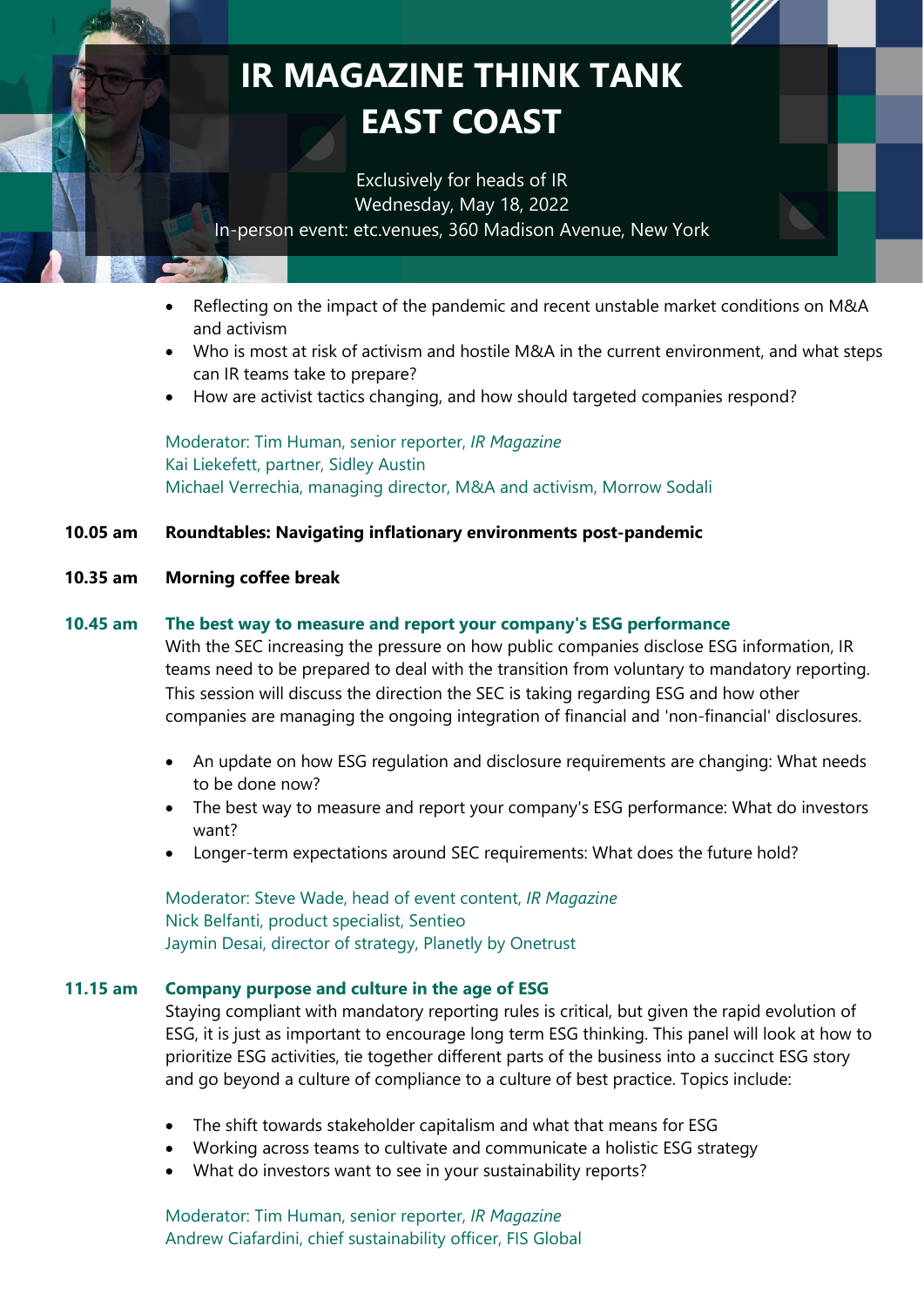# IR MAGAZINE THINK TANK EAST COAST

Exclusively for heads of IR
Wednesday, May 18, 2022
In-person event: etc.venues, 360 Madison Avenue, New York

- Reflecting on the impact of the pandemic and recent unstable market conditions on M&A and activism
- Who is most at risk of activism and hostile M&A in the current environment, and what steps can IR teams take to prepare?
- How are activist tactics changing, and how should targeted companies respond?

Moderator: Tim Human, senior reporter, *IR Magazine*
Kai Liekefett, partner, Sidley Austin
Michael Verrechia, managing director, M&A and activism, Morrow Sodali

**10.05 am** **Roundtables: Navigating inflationary environments post-pandemic**

**10.35 am** **Morning coffee break**

**10.45 am** **The best way to measure and report your company's ESG performance**

With the SEC increasing the pressure on how public companies disclose ESG information, IR teams need to be prepared to deal with the transition from voluntary to mandatory reporting. This session will discuss the direction the SEC is taking regarding ESG and how other companies are managing the ongoing integration of financial and 'non-financial' disclosures.

- An update on how ESG regulation and disclosure requirements are changing: What needs to be done now?
- The best way to measure and report your company's ESG performance: What do investors want?
- Longer-term expectations around SEC requirements: What does the future hold?

Moderator: Steve Wade, head of event content, *IR Magazine*
Nick Belfanti, product specialist, Sentieo
Jaymin Desai, director of strategy, Planetly by Onetrust

**11.15 am** **Company purpose and culture in the age of ESG**

Staying compliant with mandatory reporting rules is critical, but given the rapid evolution of ESG, it is just as important to encourage long term ESG thinking. This panel will look at how to prioritize ESG activities, tie together different parts of the business into a succinct ESG story and go beyond a culture of compliance to a culture of best practice. Topics include:

- The shift towards stakeholder capitalism and what that means for ESG
- Working across teams to cultivate and communicate a holistic ESG strategy
- What do investors want to see in your sustainability reports?

Moderator: Tim Human, senior reporter, *IR Magazine*
Andrew Ciafardini, chief sustainability officer, FIS Global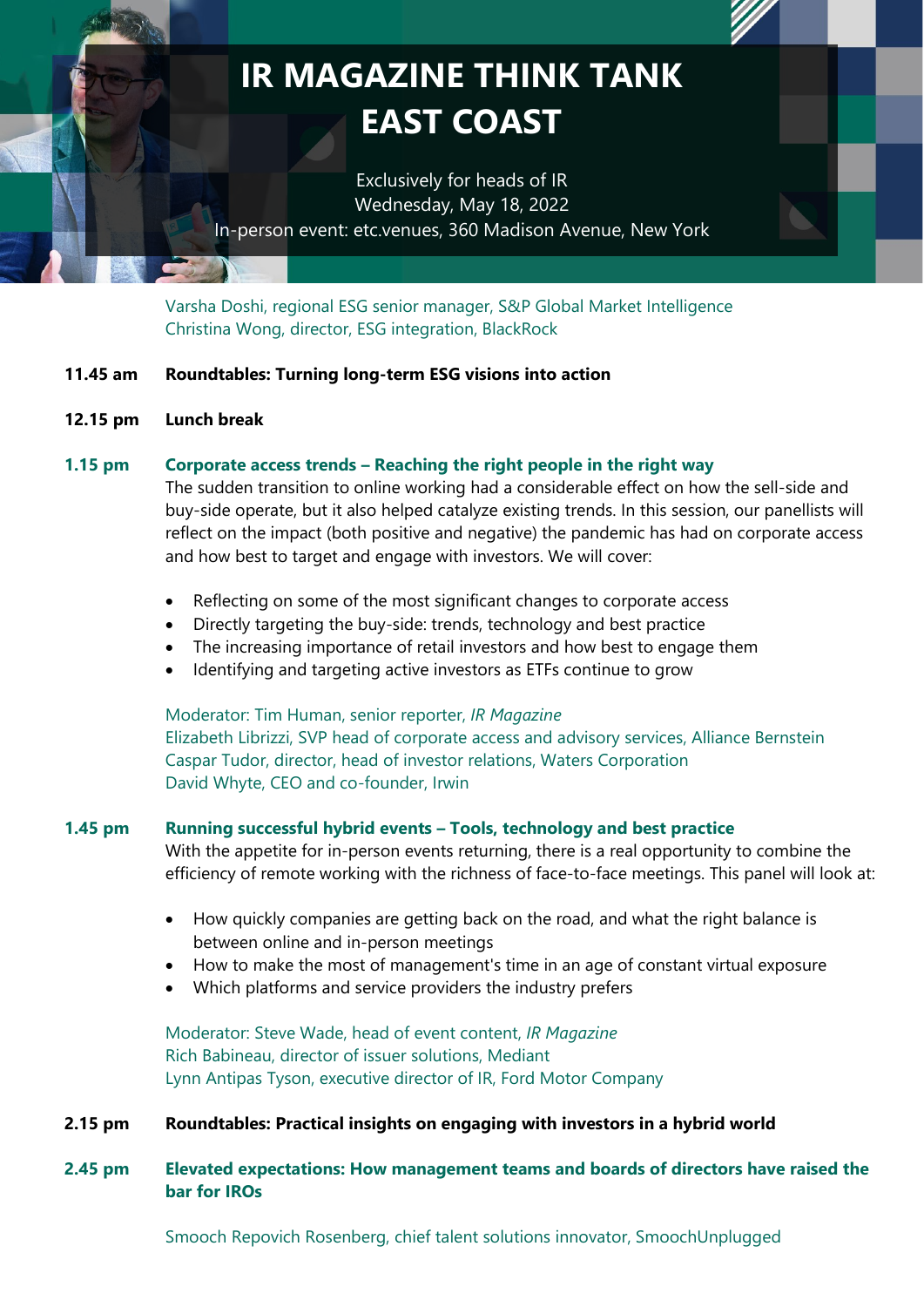# IR MAGAZINE THINK TANK EAST COAST

Exclusively for heads of IR
Wednesday, May 18, 2022
In-person event: etc.venues, 360 Madison Avenue, New York

Varsha Doshi, regional ESG senior manager, S&P Global Market Intelligence
Christina Wong, director, ESG integration, BlackRock

**11.45 am** **Roundtables: Turning long-term ESG visions into action**

**12.15 pm** **Lunch break**

**1.15 pm** **Corporate access trends – Reaching the right people in the right way**

The sudden transition to online working had a considerable effect on how the sell-side and buy-side operate, but it also helped catalyze existing trends. In this session, our panellists will reflect on the impact (both positive and negative) the pandemic has had on corporate access and how best to target and engage with investors. We will cover:

- Reflecting on some of the most significant changes to corporate access
- Directly targeting the buy-side: trends, technology and best practice
- The increasing importance of retail investors and how best to engage them
- Identifying and targeting active investors as ETFs continue to grow

Moderator: Tim Human, senior reporter, *IR Magazine*
Elizabeth Librizzi, SVP head of corporate access and advisory services, Alliance Bernstein
Caspar Tudor, director, head of investor relations, Waters Corporation
David Whyte, CEO and co-founder, Irwin

**1.45 pm** **Running successful hybrid events – Tools, technology and best practice**

With the appetite for in-person events returning, there is a real opportunity to combine the efficiency of remote working with the richness of face-to-face meetings. This panel will look at:

- How quickly companies are getting back on the road, and what the right balance is between online and in-person meetings
- How to make the most of management's time in an age of constant virtual exposure
- Which platforms and service providers the industry prefers

Moderator: Steve Wade, head of event content, *IR Magazine*
Rich Babineau, director of issuer solutions, Mediant
Lynn Antipas Tyson, executive director of IR, Ford Motor Company

**2.15 pm** **Roundtables: Practical insights on engaging with investors in a hybrid world**

**2.45 pm** **Elevated expectations: How management teams and boards of directors have raised the bar for IROs**

Smooch Repovich Rosenberg, chief talent solutions innovator, SmoochUnplugged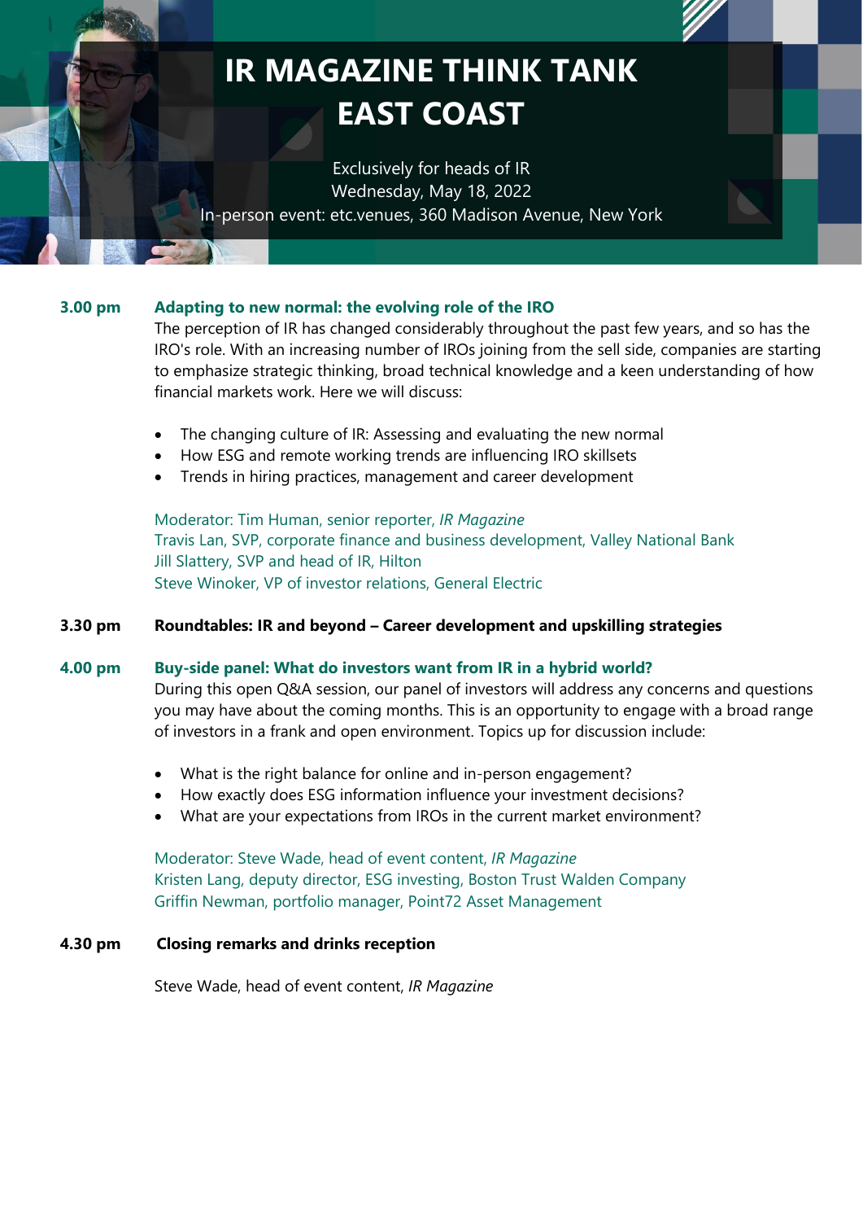# IR MAGAZINE THINK TANK EAST COAST

Exclusively for heads of IR
Wednesday, May 18, 2022
In-person event: etc.venues, 360 Madison Avenue, New York

**3.00 pm** **Adapting to new normal: the evolving role of the IRO**

The perception of IR has changed considerably throughout the past few years, and so has the IRO's role. With an increasing number of IROs joining from the sell side, companies are starting to emphasize strategic thinking, broad technical knowledge and a keen understanding of how financial markets work. Here we will discuss:

- The changing culture of IR: Assessing and evaluating the new normal
- How ESG and remote working trends are influencing IRO skillsets
- Trends in hiring practices, management and career development

Moderator: Tim Human, senior reporter, *IR Magazine*
Travis Lan, SVP, corporate finance and business development, Valley National Bank
Jill Slattery, SVP and head of IR, Hilton
Steve Winoker, VP of investor relations, General Electric

**3.30 pm** **Roundtables: IR and beyond – Career development and upskilling strategies**

**4.00 pm** **Buy-side panel: What do investors want from IR in a hybrid world?**

During this open Q&A session, our panel of investors will address any concerns and questions you may have about the coming months. This is an opportunity to engage with a broad range of investors in a frank and open environment. Topics up for discussion include:

- What is the right balance for online and in-person engagement?
- How exactly does ESG information influence your investment decisions?
- What are your expectations from IROs in the current market environment?

Moderator: Steve Wade, head of event content, *IR Magazine*
Kristen Lang, deputy director, ESG investing, Boston Trust Walden Company
Griffin Newman, portfolio manager, Point72 Asset Management

**4.30 pm** **Closing remarks and drinks reception**

Steve Wade, head of event content, *IR Magazine*